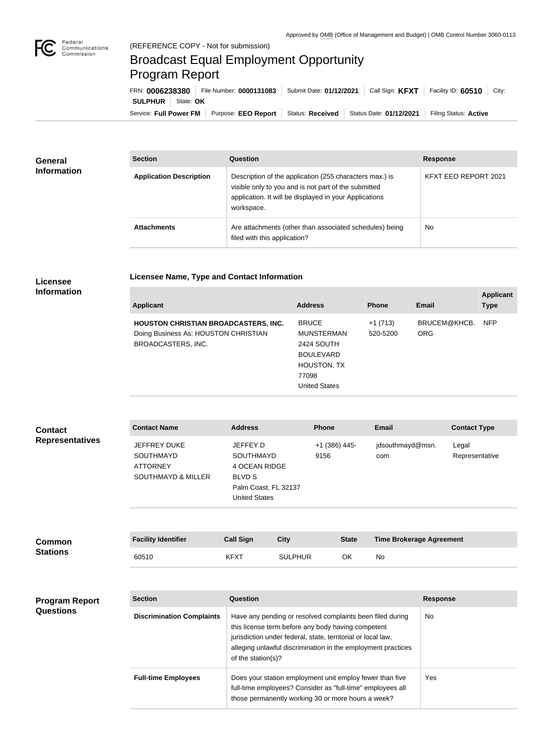Approved by OMB (Office of Management and Budget) | OMB Control Number 3060-0113

(REFERENCE COPY - Not for submission)

# Broadcast Equal Employment Opportunity Program Report

FRN: **0006238380** | File Number: **0000131083** | Submit Date: **01/12/2021** | Call Sign: **KFXT** | Facility ID: **60510** | City: **SULPHUR** | State: **OK**

Service: **Full Power FM** | Purpose: **EEO Report** | Status: **Received** | Status Date: **01/12/2021** | Filing Status: **Active**

## General Information

| Section | Question | Response |
| --- | --- | --- |
| **Application Description** | Description of the application (255 characters max.) is visible only to you and is not part of the submitted application. It will be displayed in your Applications workspace. | KFXT EEO REPORT 2021 |
| **Attachments** | Are attachments (other than associated schedules) being filed with this application? | No |

## Licensee Information

**Licensee Name, Type and Contact Information**

| Applicant | Address | Phone | Email | Applicant Type |
| --- | --- | --- | --- | --- |
| **HOUSTON CHRISTIAN BROADCASTERS, INC.** Doing Business As: HOUSTON CHRISTIAN BROADCASTERS, INC. | BRUCE MUNSTERMAN 2424 SOUTH BOULEVARD HOUSTON, TX 77098 United States | +1 (713) 520-5200 | BRUCEM@KHCB.ORG | NFP |

## Contact Representatives

| Contact Name | Address | Phone | Email | Contact Type |
| --- | --- | --- | --- | --- |
| JEFFREY DUKE SOUTHMAYD ATTORNEY SOUTHMAYD & MILLER | JEFFEY D SOUTHMAYD 4 OCEAN RIDGE BLVD S Palm Coast, FL 32137 United States | +1 (386) 445-9156 | jdsouthmayd@msn.com | Legal Representative |

## Common Stations

| Facility Identifier | Call Sign | City | State | Time Brokerage Agreement |
| --- | --- | --- | --- | --- |
| 60510 | KFXT | SULPHUR | OK | No |

## Program Report Questions

| Section | Question | Response |
| --- | --- | --- |
| **Discrimination Complaints** | Have any pending or resolved complaints been filed during this license term before any body having competent jurisdiction under federal, state, territorial or local law, alleging unlawful discrimination in the employment practices of the station(s)? | No |
| **Full-time Employees** | Does your station employment unit employ fewer than five full-time employees? Consider as "full-time" employees all those permanently working 30 or more hours a week? | Yes |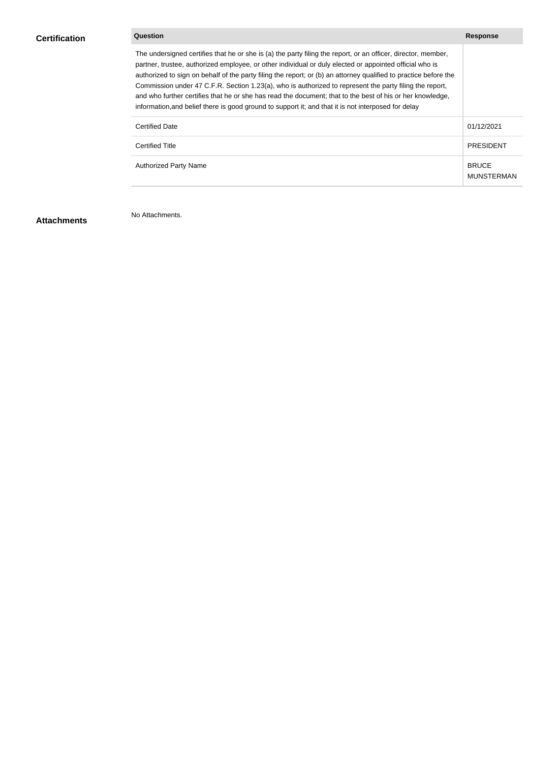## Certification

| Question | Response |
|---|---|
| The undersigned certifies that he or she is (a) the party filing the report, or an officer, director, member, partner, trustee, authorized employee, or other individual or duly elected or appointed official who is authorized to sign on behalf of the party filing the report; or (b) an attorney qualified to practice before the Commission under 47 C.F.R. Section 1.23(a), who is authorized to represent the party filing the report, and who further certifies that he or she has read the document; that to the best of his or her knowledge, information,and belief there is good ground to support it; and that it is not interposed for delay | |
| Certified Date | 01/12/2021 |
| Certified Title | PRESIDENT |
| Authorized Party Name | BRUCE MUNSTERMAN |

## Attachments

No Attachments.